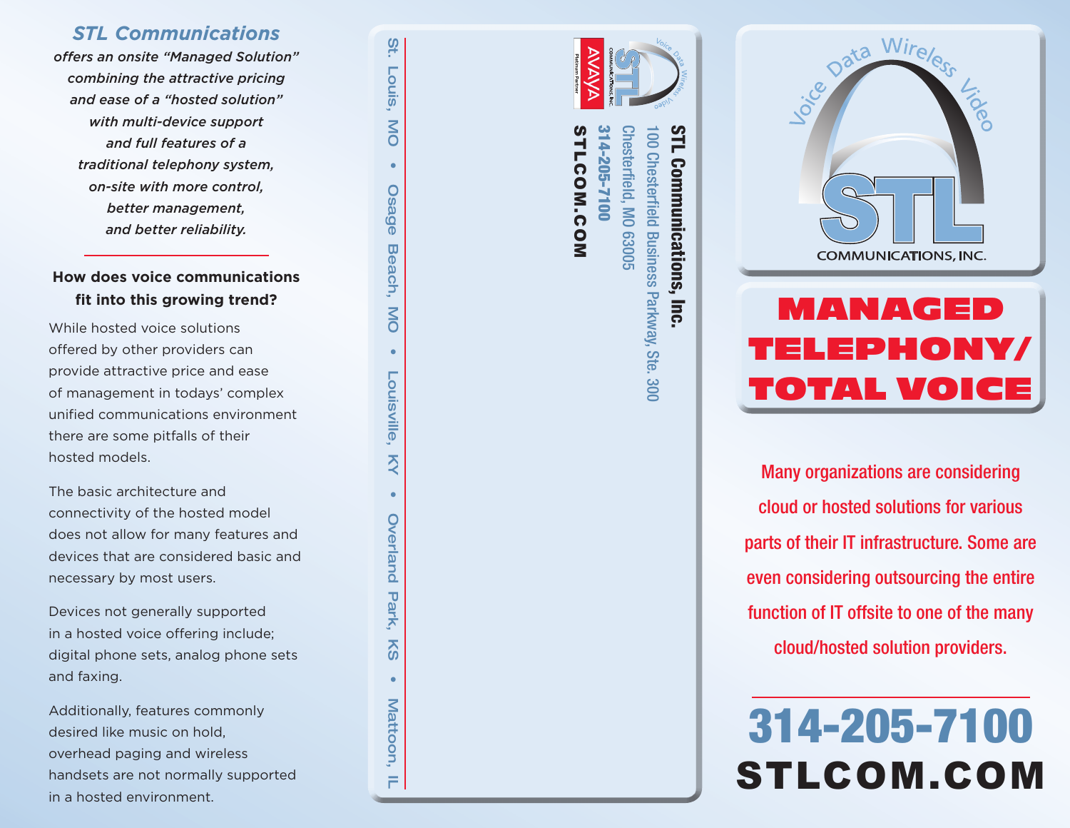## STL Communications

*offers an onsite "Managed Solution" combining the attractive pricing and ease of a "hosted solution" with multi-device support and full features of a traditional telephony system, on-site with more control, better management, and better reliability.*

### How does voice communications fit into this growing trend?

While hosted voice solutions offered by other providers can provide attractive price and ease of management in todays' complex unified communications environment there are some pitfalls of their hosted models.

The basic architecture and connectivity of the hosted model does not allow for many features and devices that are considered basic and necessary by most users.

Devices not generally supported in a hosted voice offering include; digital phone sets, analog phone sets and faxing.

Additionally, features commonly desired like music on hold, overhead paging and wireless handsets are not normally supported in a hosted environment.

St. Louis, MO • Osage Beach, MO • Louisville, KY • Overland Park, KS • Mattoon, IL

**STL Communications, Inc.**
100 Chesterfield Business Parkway, Ste. 300
Chesterfield, MO 63005
**314-205-7100**
**STLCOM.COM**

AVAYA Platinum Partner

Voice Data Wireless Video

STL COMMUNICATIONS, INC.

# MANAGED TELEPHONY/ TOTAL VOICE

Many organizations are considering cloud or hosted solutions for various parts of their IT infrastructure. Some are even considering outsourcing the entire function of IT offsite to one of the many cloud/hosted solution providers.

**314-205-7100**
**STLCOM.COM**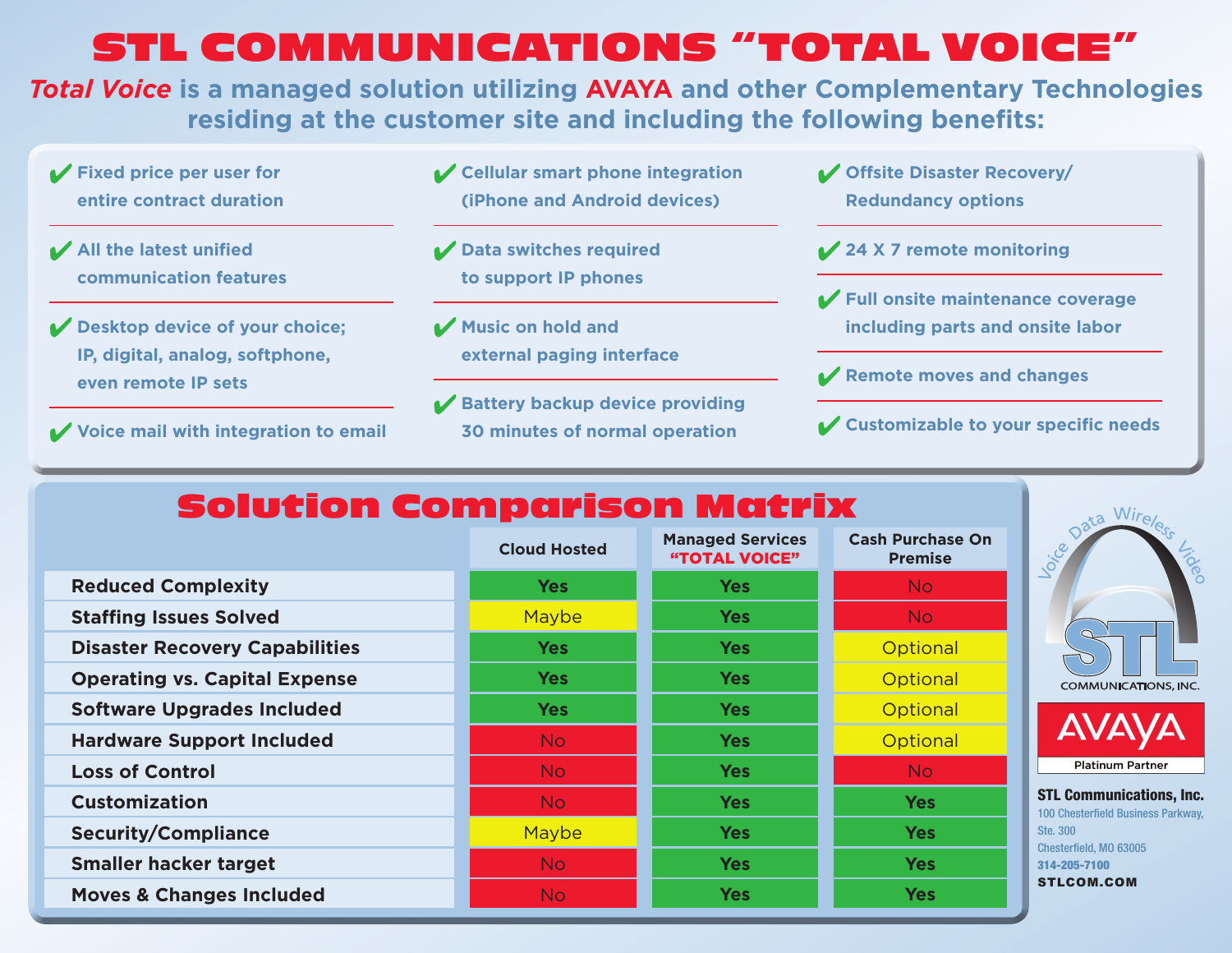# STL COMMUNICATIONS "TOTAL VOICE"

***Total Voice*** **is a managed solution utilizing AVAYA and other Complementary Technologies residing at the customer site and including the following benefits:**

- ✔ Fixed price per user for entire contract duration
- ✔ All the latest unified communication features
- ✔ Desktop device of your choice; IP, digital, analog, softphone, even remote IP sets
- ✔ Voice mail with integration to email
- ✔ Cellular smart phone integration (iPhone and Android devices)
- ✔ Data switches required to support IP phones
- ✔ Music on hold and external paging interface
- ✔ Battery backup device providing 30 minutes of normal operation
- ✔ Offsite Disaster Recovery/ Redundancy options
- ✔ 24 X 7 remote monitoring
- ✔ Full onsite maintenance coverage including parts and onsite labor
- ✔ Remote moves and changes
- ✔ Customizable to your specific needs

## Solution Comparison Matrix

| | Cloud Hosted | Managed Services "TOTAL VOICE" | Cash Purchase On Premise |
|---|---|---|---|
| Reduced Complexity | Yes | Yes | No |
| Staffing Issues Solved | Maybe | Yes | No |
| Disaster Recovery Capabilities | Yes | Yes | Optional |
| Operating vs. Capital Expense | Yes | Yes | Optional |
| Software Upgrades Included | Yes | Yes | Optional |
| Hardware Support Included | No | Yes | Optional |
| Loss of Control | No | Yes | No |
| Customization | No | Yes | Yes |
| Security/Compliance | Maybe | Yes | Yes |
| Smaller hacker target | No | Yes | Yes |
| Moves & Changes Included | No | Yes | Yes |

Voice Data Wireless Video

STL COMMUNICATIONS, INC.

AVAYA Platinum Partner

**STL Communications, Inc.**
100 Chesterfield Business Parkway, Ste. 300
Chesterfield, MO 63005
314-205-7100
STLCOM.COM